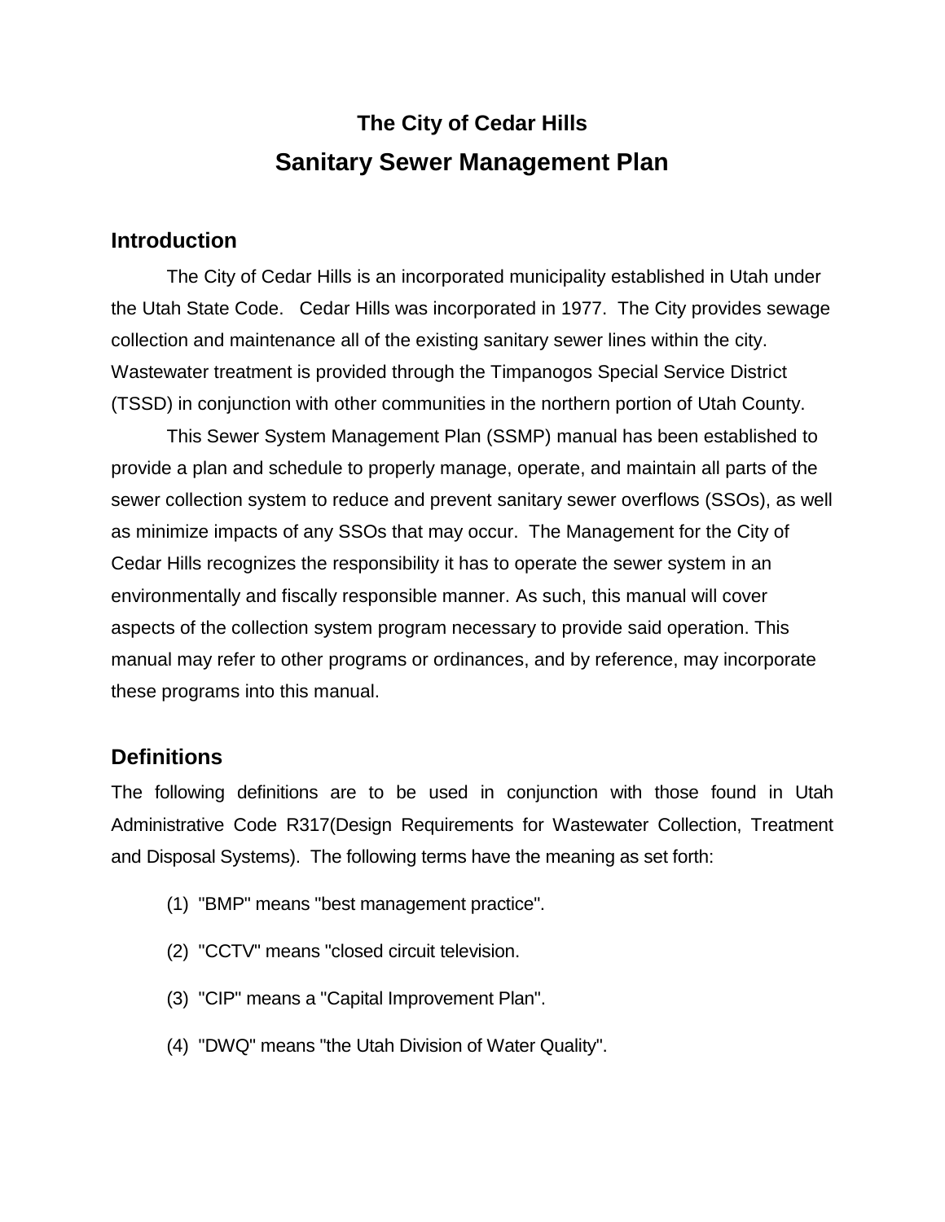# The City of Cedar Hills

## Sanitary Sewer Management Plan

### Introduction

The City of Cedar Hills is an incorporated municipality established in Utah under the Utah State Code. Cedar Hills was incorporated in 1977. The City provides sewage collection and maintenance all of the existing sanitary sewer lines within the city. Wastewater treatment is provided through the Timpanogos Special Service District (TSSD) in conjunction with other communities in the northern portion of Utah County.

This Sewer System Management Plan (SSMP) manual has been established to provide a plan and schedule to properly manage, operate, and maintain all parts of the sewer collection system to reduce and prevent sanitary sewer overflows (SSOs), as well as minimize impacts of any SSOs that may occur. The Management for the City of Cedar Hills recognizes the responsibility it has to operate the sewer system in an environmentally and fiscally responsible manner. As such, this manual will cover aspects of the collection system program necessary to provide said operation. This manual may refer to other programs or ordinances, and by reference, may incorporate these programs into this manual.

### Definitions

The following definitions are to be used in conjunction with those found in Utah Administrative Code R317(Design Requirements for Wastewater Collection, Treatment and Disposal Systems). The following terms have the meaning as set forth:

(1) "BMP" means "best management practice".

(2) "CCTV" means "closed circuit television.

(3) "CIP" means a "Capital Improvement Plan".

(4) "DWQ" means "the Utah Division of Water Quality".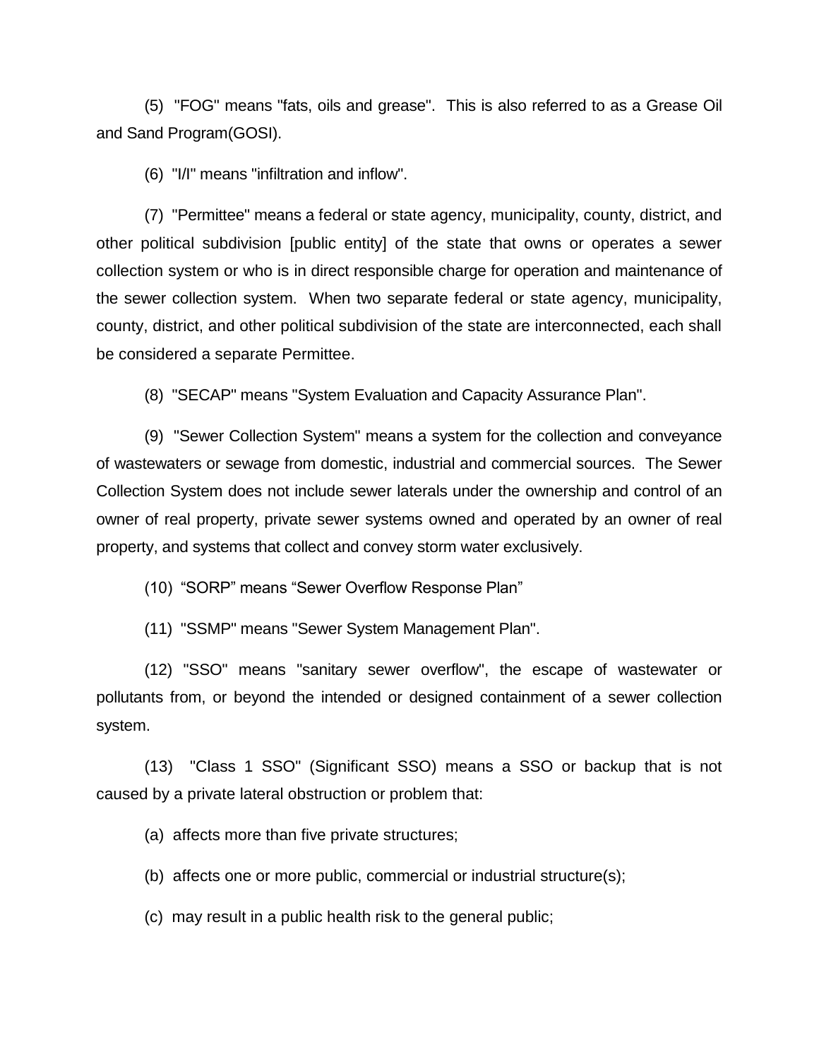(5) "FOG" means "fats, oils and grease". This is also referred to as a Grease Oil and Sand Program(GOSI).

(6) "I/I" means "infiltration and inflow".

(7) "Permittee" means a federal or state agency, municipality, county, district, and other political subdivision [public entity] of the state that owns or operates a sewer collection system or who is in direct responsible charge for operation and maintenance of the sewer collection system. When two separate federal or state agency, municipality, county, district, and other political subdivision of the state are interconnected, each shall be considered a separate Permittee.

(8) "SECAP" means "System Evaluation and Capacity Assurance Plan".

(9) "Sewer Collection System" means a system for the collection and conveyance of wastewaters or sewage from domestic, industrial and commercial sources. The Sewer Collection System does not include sewer laterals under the ownership and control of an owner of real property, private sewer systems owned and operated by an owner of real property, and systems that collect and convey storm water exclusively.

(10) "SORP" means "Sewer Overflow Response Plan"

(11) "SSMP" means "Sewer System Management Plan".

(12) "SSO" means "sanitary sewer overflow", the escape of wastewater or pollutants from, or beyond the intended or designed containment of a sewer collection system.

(13) "Class 1 SSO" (Significant SSO) means a SSO or backup that is not caused by a private lateral obstruction or problem that:

(a) affects more than five private structures;

(b) affects one or more public, commercial or industrial structure(s);

(c) may result in a public health risk to the general public;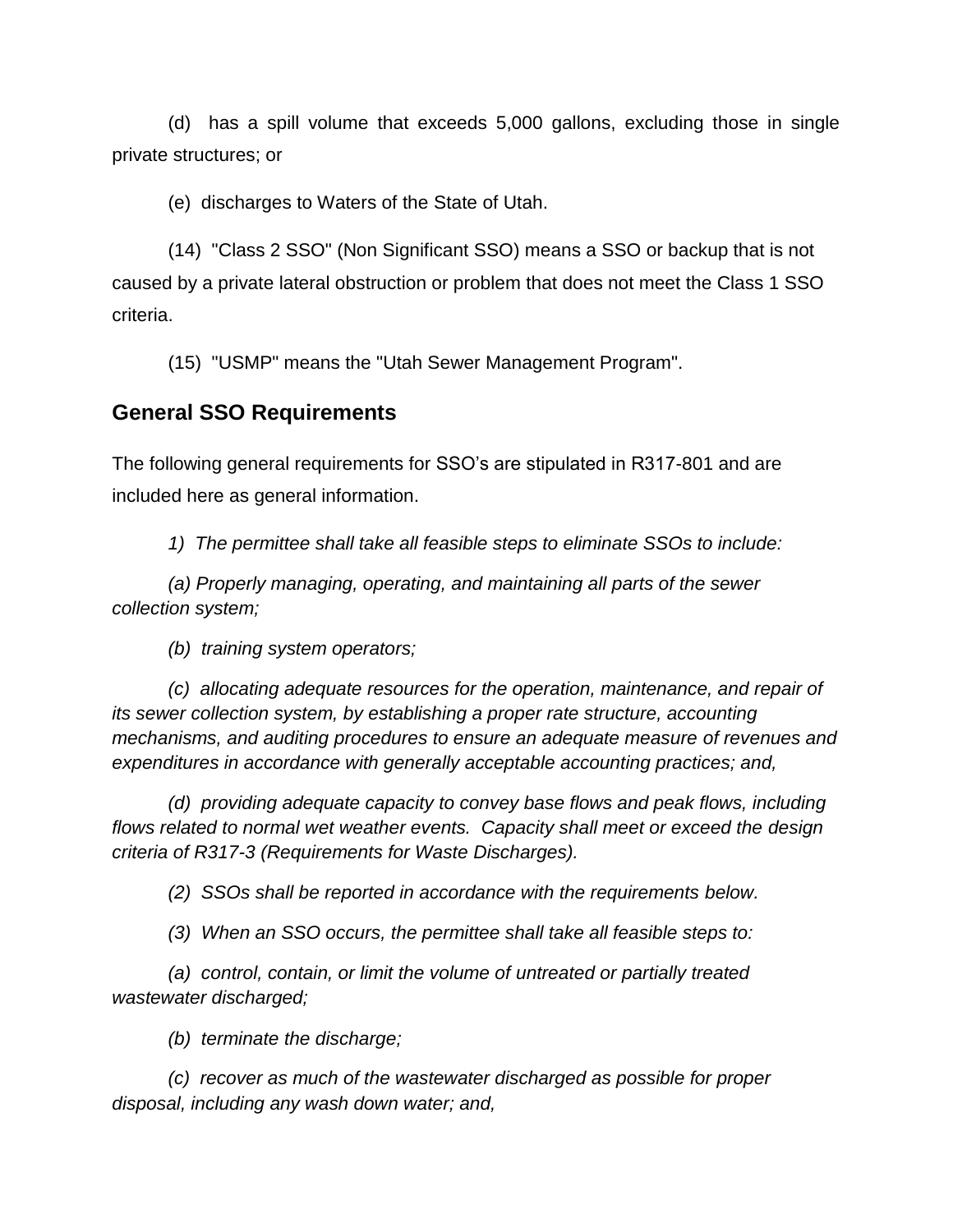(d) has a spill volume that exceeds 5,000 gallons, excluding those in single private structures; or

(e) discharges to Waters of the State of Utah.

(14) "Class 2 SSO" (Non Significant SSO) means a SSO or backup that is not caused by a private lateral obstruction or problem that does not meet the Class 1 SSO criteria.

(15) "USMP" means the "Utah Sewer Management Program".

## General SSO Requirements

The following general requirements for SSO's are stipulated in R317-801 and are included here as general information.

*1) The permittee shall take all feasible steps to eliminate SSOs to include:*

*(a) Properly managing, operating, and maintaining all parts of the sewer collection system;*

*(b) training system operators;*

*(c) allocating adequate resources for the operation, maintenance, and repair of its sewer collection system, by establishing a proper rate structure, accounting mechanisms, and auditing procedures to ensure an adequate measure of revenues and expenditures in accordance with generally acceptable accounting practices; and,*

*(d) providing adequate capacity to convey base flows and peak flows, including flows related to normal wet weather events. Capacity shall meet or exceed the design criteria of R317-3 (Requirements for Waste Discharges).*

*(2) SSOs shall be reported in accordance with the requirements below.*

*(3) When an SSO occurs, the permittee shall take all feasible steps to:*

*(a) control, contain, or limit the volume of untreated or partially treated wastewater discharged;*

*(b) terminate the discharge;*

*(c) recover as much of the wastewater discharged as possible for proper disposal, including any wash down water; and,*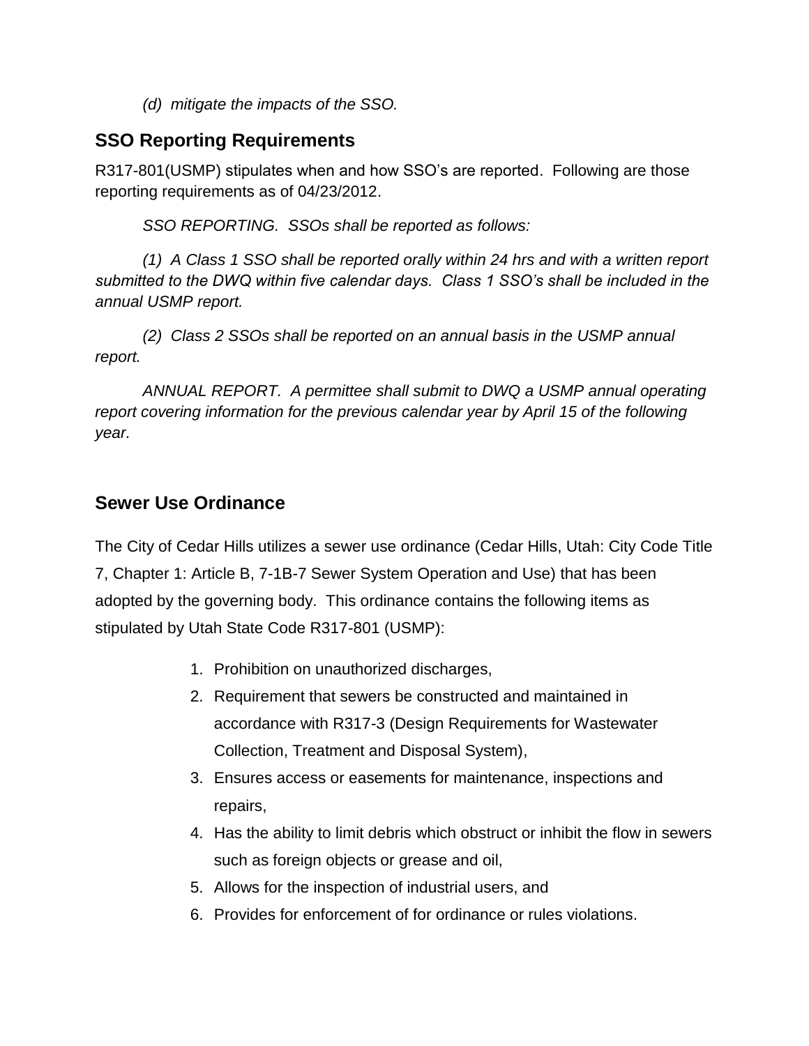*(d) mitigate the impacts of the SSO.*

## SSO Reporting Requirements

R317-801(USMP) stipulates when and how SSO's are reported. Following are those reporting requirements as of 04/23/2012.

*SSO REPORTING. SSOs shall be reported as follows:*

*(1) A Class 1 SSO shall be reported orally within 24 hrs and with a written report submitted to the DWQ within five calendar days. Class 1 SSO's shall be included in the annual USMP report.*

*(2) Class 2 SSOs shall be reported on an annual basis in the USMP annual report.*

*ANNUAL REPORT. A permittee shall submit to DWQ a USMP annual operating report covering information for the previous calendar year by April 15 of the following year.*

## Sewer Use Ordinance

The City of Cedar Hills utilizes a sewer use ordinance (Cedar Hills, Utah: City Code Title 7, Chapter 1: Article B, 7-1B-7 Sewer System Operation and Use) that has been adopted by the governing body. This ordinance contains the following items as stipulated by Utah State Code R317-801 (USMP):

1. Prohibition on unauthorized discharges,
2. Requirement that sewers be constructed and maintained in accordance with R317-3 (Design Requirements for Wastewater Collection, Treatment and Disposal System),
3. Ensures access or easements for maintenance, inspections and repairs,
4. Has the ability to limit debris which obstruct or inhibit the flow in sewers such as foreign objects or grease and oil,
5. Allows for the inspection of industrial users, and
6. Provides for enforcement of for ordinance or rules violations.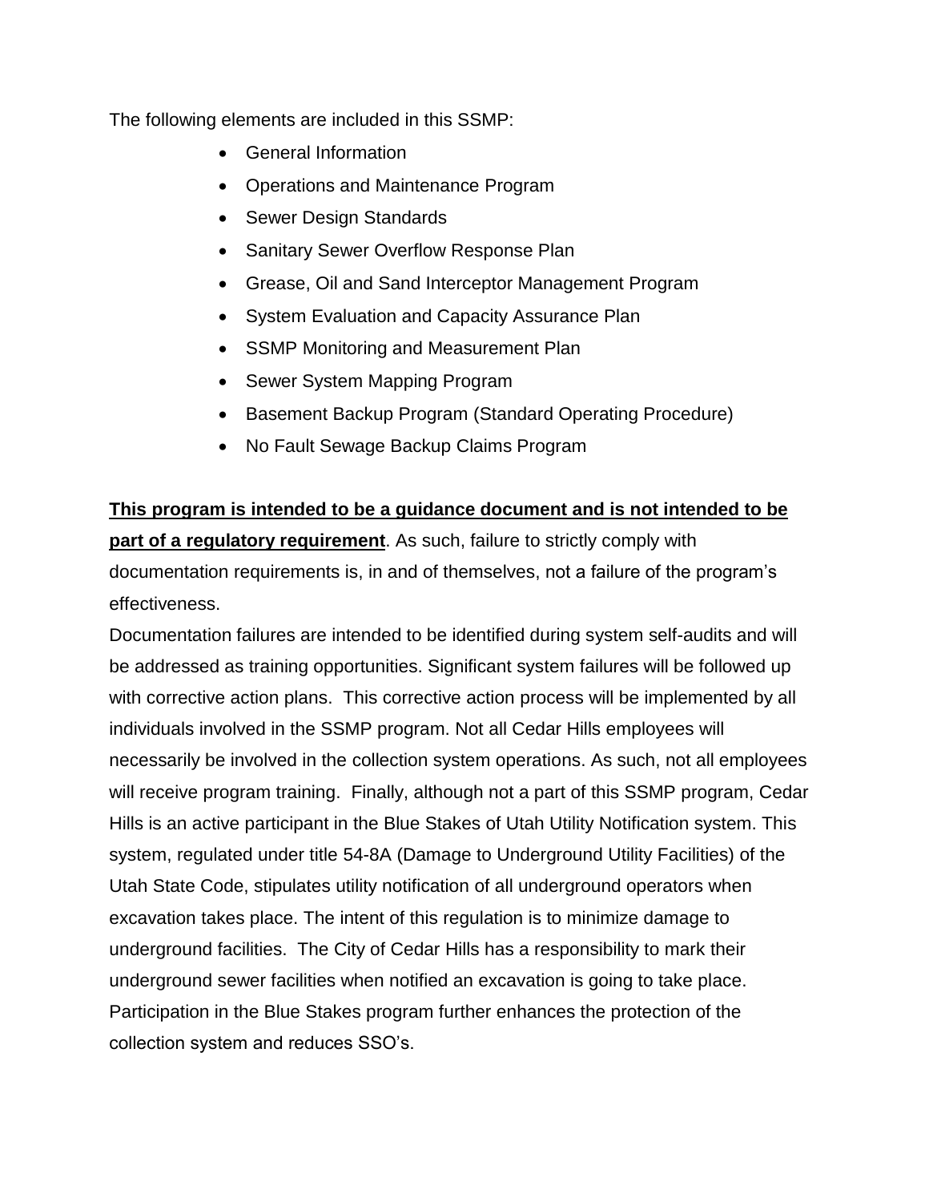The following elements are included in this SSMP:

- General Information
- Operations and Maintenance Program
- Sewer Design Standards
- Sanitary Sewer Overflow Response Plan
- Grease, Oil and Sand Interceptor Management Program
- System Evaluation and Capacity Assurance Plan
- SSMP Monitoring and Measurement Plan
- Sewer System Mapping Program
- Basement Backup Program (Standard Operating Procedure)
- No Fault Sewage Backup Claims Program

**This program is intended to be a guidance document and is not intended to be part of a regulatory requirement**. As such, failure to strictly comply with documentation requirements is, in and of themselves, not a failure of the program's effectiveness.

Documentation failures are intended to be identified during system self-audits and will be addressed as training opportunities. Significant system failures will be followed up with corrective action plans. This corrective action process will be implemented by all individuals involved in the SSMP program. Not all Cedar Hills employees will necessarily be involved in the collection system operations. As such, not all employees will receive program training. Finally, although not a part of this SSMP program, Cedar Hills is an active participant in the Blue Stakes of Utah Utility Notification system. This system, regulated under title 54-8A (Damage to Underground Utility Facilities) of the Utah State Code, stipulates utility notification of all underground operators when excavation takes place. The intent of this regulation is to minimize damage to underground facilities. The City of Cedar Hills has a responsibility to mark their underground sewer facilities when notified an excavation is going to take place. Participation in the Blue Stakes program further enhances the protection of the collection system and reduces SSO's.